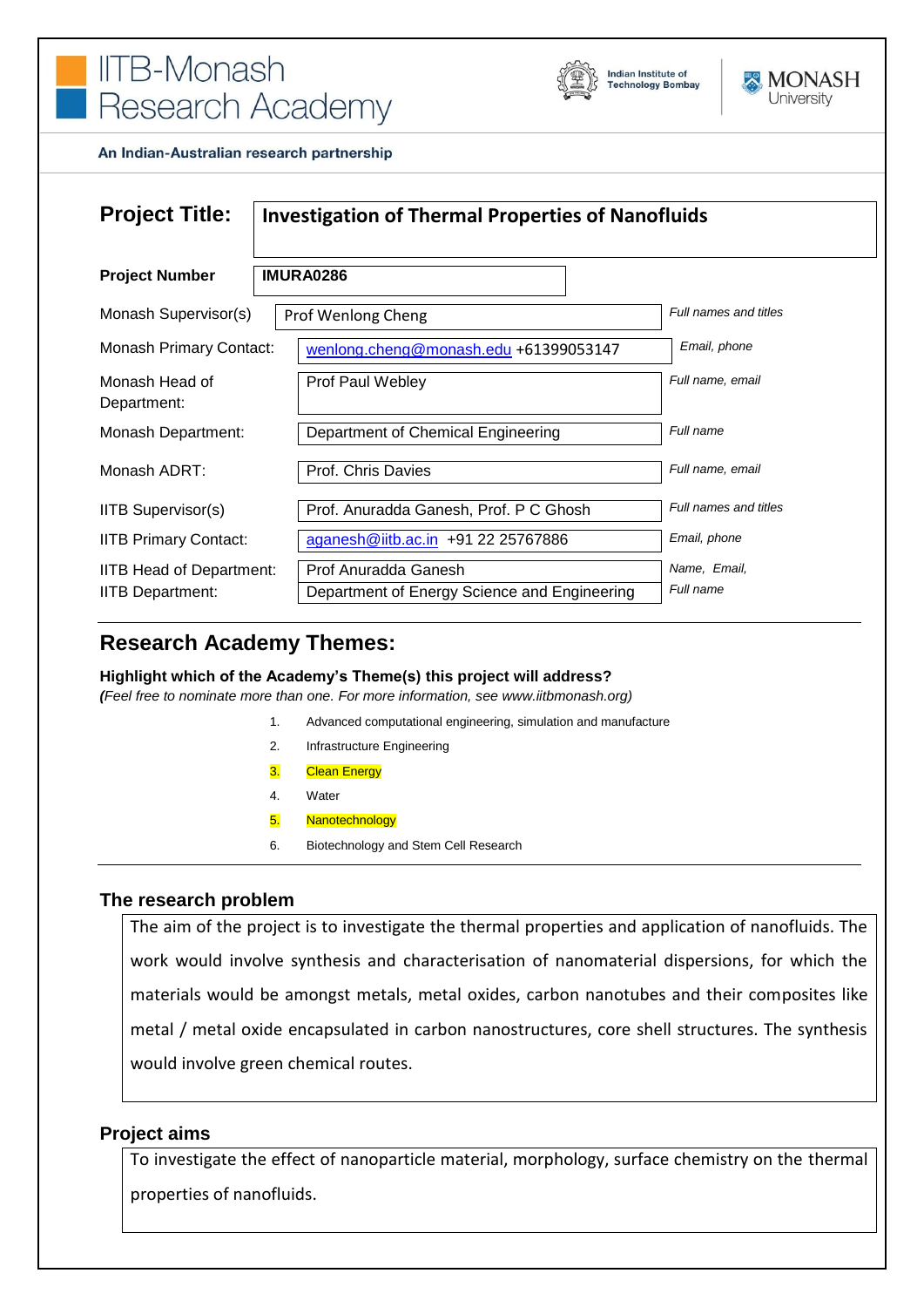# IITB-Monash Research Academy

Indian Institute of Technology Bombay | MONASH University

**An Indian-Australian research partnership**

| | | |
|---|---|---|
| **Project Title:** | **Investigation of Thermal Properties of Nanofluids** | |
| **Project Number** | **IMURA0286** | |
| Monash Supervisor(s) | Prof Wenlong Cheng | *Full names and titles* |
| Monash Primary Contact: | wenlong.cheng@monash.edu +61399053147 | *Email, phone* |
| Monash Head of Department: | Prof Paul Webley | *Full name, email* |
| Monash Department: | Department of Chemical Engineering | *Full name* |
| Monash ADRT: | Prof. Chris Davies | *Full name, email* |
| IITB Supervisor(s) | Prof. Anuradda Ganesh, Prof. P C Ghosh | *Full names and titles* |
| IITB Primary Contact: | aganesh@iitb.ac.in +91 22 25767886 | *Email, phone* |
| IITB Head of Department: | Prof Anuradda Ganesh | *Name, Email,* |
| IITB Department: | Department of Energy Science and Engineering | *Full name* |

## Research Academy Themes:

**Highlight which of the Academy's Theme(s) this project will address?**
***(****Feel free to nominate more than one. For more information, see www.iitbmonash.org)*

1. Advanced computational engineering, simulation and manufacture
2. Infrastructure Engineering
3. Clean Energy
4. Water
5. Nanotechnology
6. Biotechnology and Stem Cell Research

### The research problem

The aim of the project is to investigate the thermal properties and application of nanofluids. The work would involve synthesis and characterisation of nanomaterial dispersions, for which the materials would be amongst metals, metal oxides, carbon nanotubes and their composites like metal / metal oxide encapsulated in carbon nanostructures, core shell structures. The synthesis would involve green chemical routes.

### Project aims

To investigate the effect of nanoparticle material, morphology, surface chemistry on the thermal properties of nanofluids.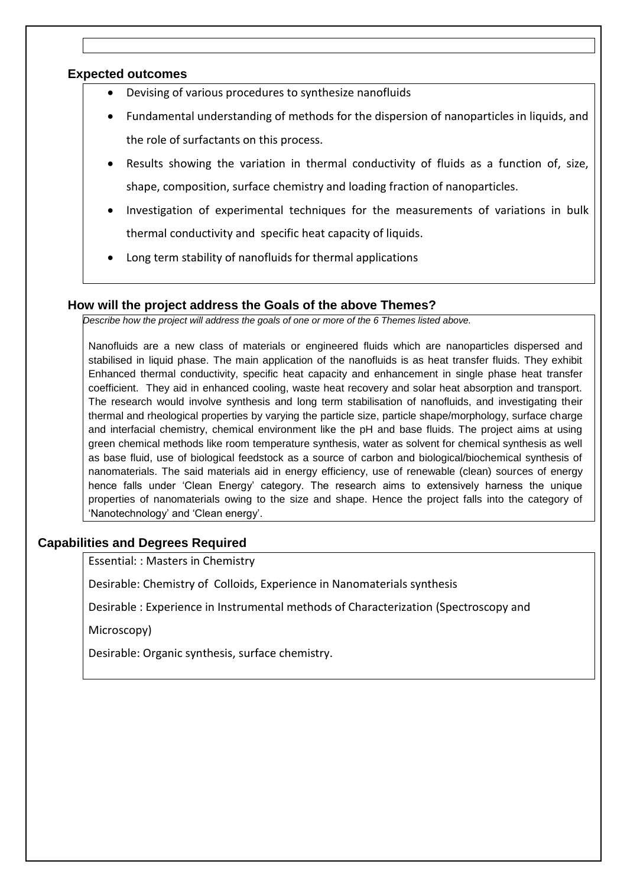## Expected outcomes

- Devising of various procedures to synthesize nanofluids
- Fundamental understanding of methods for the dispersion of nanoparticles in liquids, and the role of surfactants on this process.
- Results showing the variation in thermal conductivity of fluids as a function of, size, shape, composition, surface chemistry and loading fraction of nanoparticles.
- Investigation of experimental techniques for the measurements of variations in bulk thermal conductivity and specific heat capacity of liquids.
- Long term stability of nanofluids for thermal applications

## How will the project address the Goals of the above Themes?

*Describe how the project will address the goals of one or more of the 6 Themes listed above.*

Nanofluids are a new class of materials or engineered fluids which are nanoparticles dispersed and stabilised in liquid phase. The main application of the nanofluids is as heat transfer fluids. They exhibit Enhanced thermal conductivity, specific heat capacity and enhancement in single phase heat transfer coefficient. They aid in enhanced cooling, waste heat recovery and solar heat absorption and transport. The research would involve synthesis and long term stabilisation of nanofluids, and investigating their thermal and rheological properties by varying the particle size, particle shape/morphology, surface charge and interfacial chemistry, chemical environment like the pH and base fluids. The project aims at using green chemical methods like room temperature synthesis, water as solvent for chemical synthesis as well as base fluid, use of biological feedstock as a source of carbon and biological/biochemical synthesis of nanomaterials. The said materials aid in energy efficiency, use of renewable (clean) sources of energy hence falls under 'Clean Energy' category. The research aims to extensively harness the unique properties of nanomaterials owing to the size and shape. Hence the project falls into the category of 'Nanotechnology' and 'Clean energy'.

## Capabilities and Degrees Required

Essential: : Masters in Chemistry

Desirable: Chemistry of Colloids, Experience in Nanomaterials synthesis

Desirable : Experience in Instrumental methods of Characterization (Spectroscopy and Microscopy)

Desirable: Organic synthesis, surface chemistry.